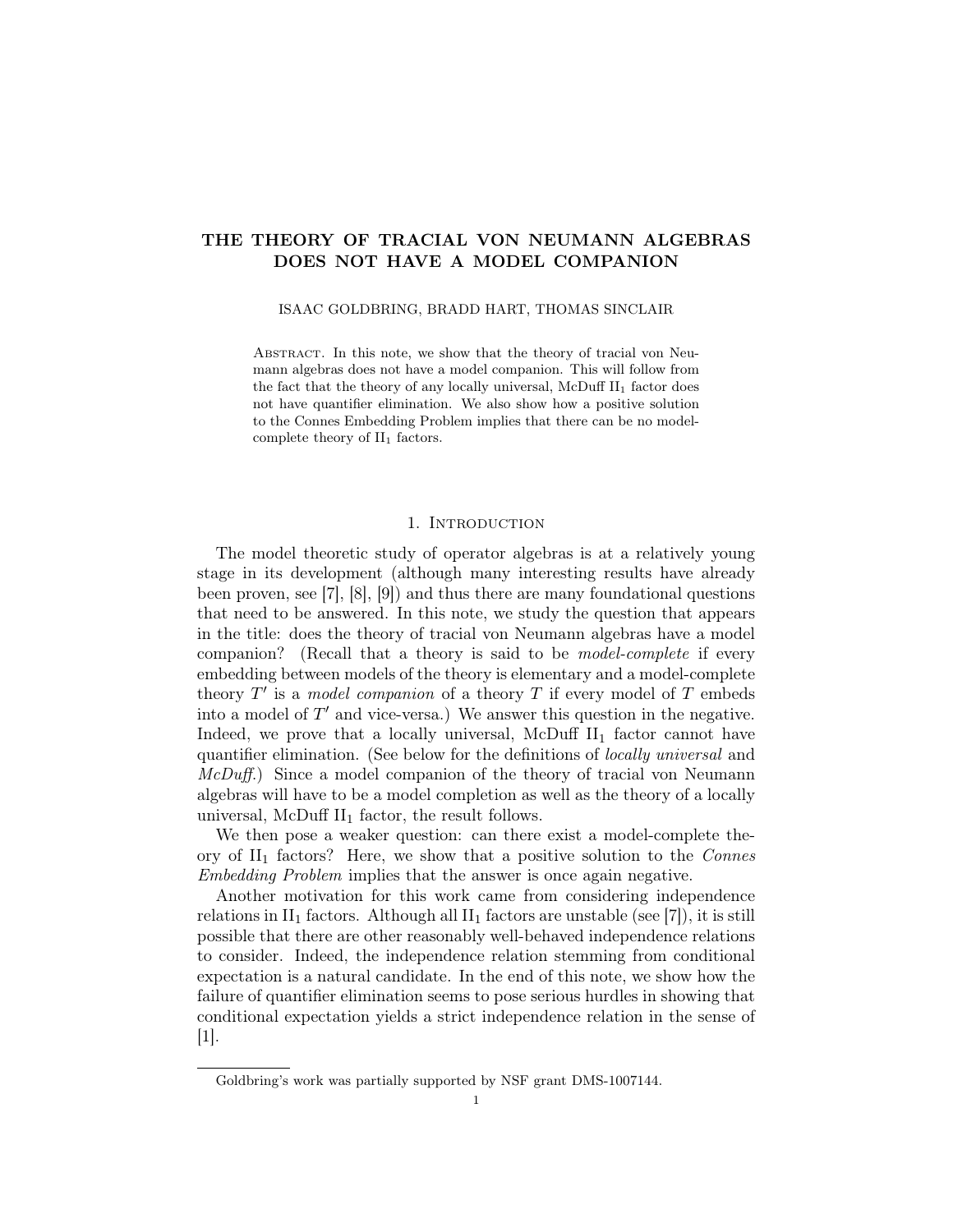# THE THEORY OF TRACIAL VON NEUMANN ALGEBRAS DOES NOT HAVE A MODEL COMPANION

ISAAC GOLDBRING, BRADD HART, THOMAS SINCLAIR

Abstract. In this note, we show that the theory of tracial von Neumann algebras does not have a model companion. This will follow from the fact that the theory of any locally universal, McDuff $\mathrm{II}_1$ factor does not have quantifier elimination. We also show how a positive solution to the Connes Embedding Problem implies that there can be no model-complete theory of $\mathrm{II}_1$ factors.

## 1. Introduction

The model theoretic study of operator algebras is at a relatively young stage in its development (although many interesting results have already been proven, see [7], [8], [9]) and thus there are many foundational questions that need to be answered. In this note, we study the question that appears in the title: does the theory of tracial von Neumann algebras have a model companion? (Recall that a theory is said to be *model-complete* if every embedding between models of the theory is elementary and a model-complete theory $T'$ is a *model companion* of a theory $T$ if every model of $T$ embeds into a model of $T'$ and vice-versa.) We answer this question in the negative. Indeed, we prove that a locally universal, McDuff $\mathrm{II}_1$ factor cannot have quantifier elimination. (See below for the definitions of *locally universal* and *McDuff*.) Since a model companion of the theory of tracial von Neumann algebras will have to be a model completion as well as the theory of a locally universal, McDuff $\mathrm{II}_1$ factor, the result follows.

We then pose a weaker question: can there exist a model-complete theory of $\mathrm{II}_1$ factors? Here, we show that a positive solution to the *Connes Embedding Problem* implies that the answer is once again negative.

Another motivation for this work came from considering independence relations in $\mathrm{II}_1$ factors. Although all $\mathrm{II}_1$ factors are unstable (see [7]), it is still possible that there are other reasonably well-behaved independence relations to consider. Indeed, the independence relation stemming from conditional expectation is a natural candidate. In the end of this note, we show how the failure of quantifier elimination seems to pose serious hurdles in showing that conditional expectation yields a strict independence relation in the sense of [1].

Goldbring's work was partially supported by NSF grant DMS-1007144.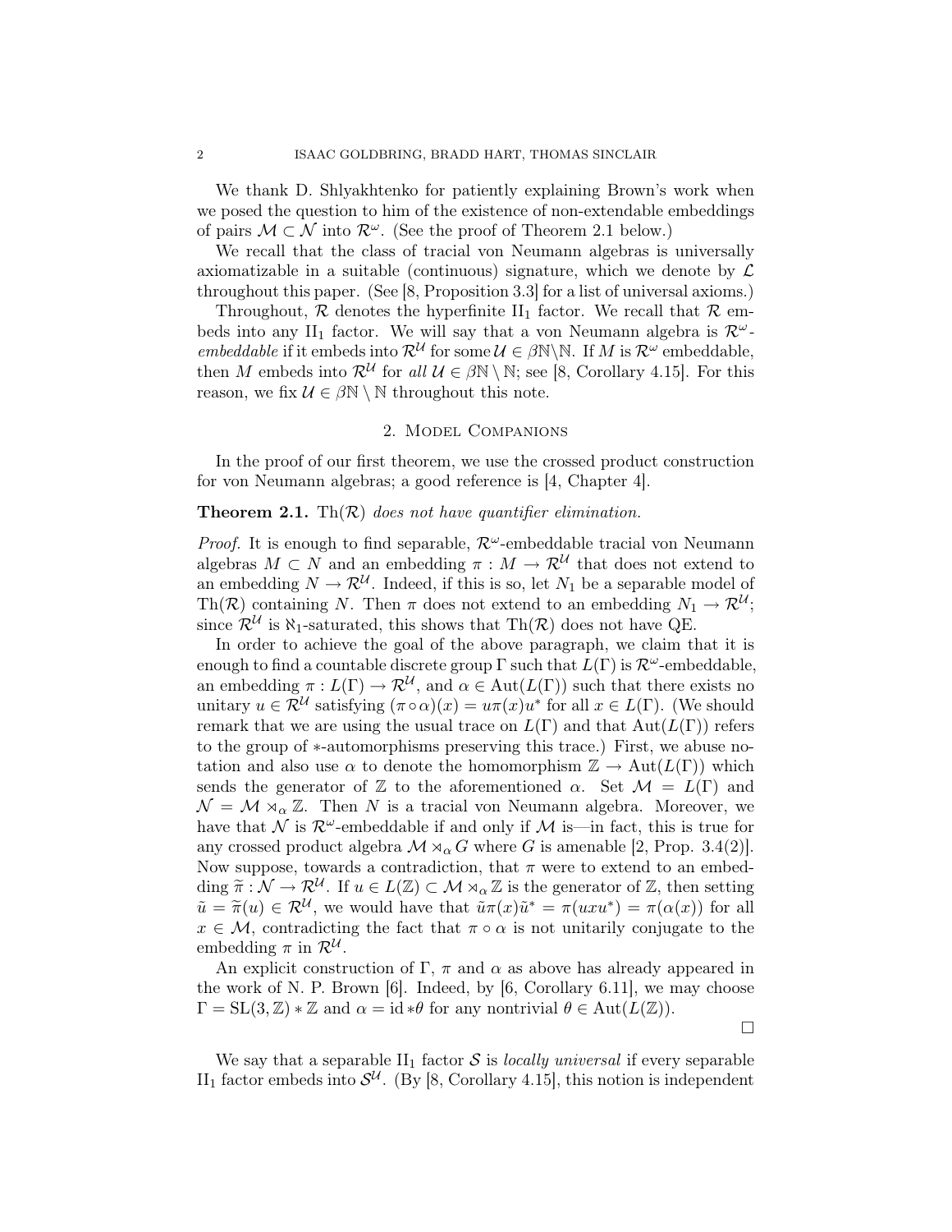We thank D. Shlyakhtenko for patiently explaining Brown's work when we posed the question to him of the existence of non-extendable embeddings of pairs $\mathcal{M} \subset \mathcal{N}$ into $\mathcal{R}^\omega$. (See the proof of Theorem 2.1 below.)

We recall that the class of tracial von Neumann algebras is universally axiomatizable in a suitable (continuous) signature, which we denote by $\mathcal{L}$ throughout this paper. (See [8, Proposition 3.3] for a list of universal axioms.)

Throughout, $\mathcal{R}$ denotes the hyperfinite $\mathrm{II}_1$ factor. We recall that $\mathcal{R}$ embeds into any $\mathrm{II}_1$ factor. We will say that a von Neumann algebra is *$\mathcal{R}^\omega$-embeddable* if it embeds into $\mathcal{R}^\mathcal{U}$ for some $\mathcal{U} \in \beta\mathbb{N}\backslash\mathbb{N}$. If $M$ is $\mathcal{R}^\omega$ embeddable, then $M$ embeds into $\mathcal{R}^\mathcal{U}$ for *all* $\mathcal{U} \in \beta\mathbb{N} \setminus \mathbb{N}$; see [8, Corollary 4.15]. For this reason, we fix $\mathcal{U} \in \beta\mathbb{N} \setminus \mathbb{N}$ throughout this note.

## 2. Model Companions

In the proof of our first theorem, we use the crossed product construction for von Neumann algebras; a good reference is [4, Chapter 4].

**Theorem 2.1.** *$\mathrm{Th}(\mathcal{R})$ does not have quantifier elimination.*

*Proof.* It is enough to find separable, $\mathcal{R}^\omega$-embeddable tracial von Neumann algebras $M \subset N$ and an embedding $\pi : M \to \mathcal{R}^\mathcal{U}$ that does not extend to an embedding $N \to \mathcal{R}^\mathcal{U}$. Indeed, if this is so, let $N_1$ be a separable model of $\mathrm{Th}(\mathcal{R})$ containing $N$. Then $\pi$ does not extend to an embedding $N_1 \to \mathcal{R}^\mathcal{U}$; since $\mathcal{R}^\mathcal{U}$ is $\aleph_1$-saturated, this shows that $\mathrm{Th}(\mathcal{R})$ does not have QE.

In order to achieve the goal of the above paragraph, we claim that it is enough to find a countable discrete group $\Gamma$ such that $L(\Gamma)$ is $\mathcal{R}^\omega$-embeddable, an embedding $\pi : L(\Gamma) \to \mathcal{R}^\mathcal{U}$, and $\alpha \in \mathrm{Aut}(L(\Gamma))$ such that there exists no unitary $u \in \mathcal{R}^\mathcal{U}$ satisfying $(\pi \circ \alpha)(x) = u\pi(x)u^*$ for all $x \in L(\Gamma)$. (We should remark that we are using the usual trace on $L(\Gamma)$ and that $\mathrm{Aut}(L(\Gamma))$ refers to the group of $*$-automorphisms preserving this trace.) First, we abuse notation and also use $\alpha$ to denote the homomorphism $\mathbb{Z} \to \mathrm{Aut}(L(\Gamma))$ which sends the generator of $\mathbb{Z}$ to the aforementioned $\alpha$. Set $\mathcal{M} = L(\Gamma)$ and $\mathcal{N} = \mathcal{M} \rtimes_\alpha \mathbb{Z}$. Then $N$ is a tracial von Neumann algebra. Moreover, we have that $\mathcal{N}$ is $\mathcal{R}^\omega$-embeddable if and only if $\mathcal{M}$ is—in fact, this is true for any crossed product algebra $\mathcal{M} \rtimes_\alpha G$ where $G$ is amenable [2, Prop. 3.4(2)]. Now suppose, towards a contradiction, that $\pi$ were to extend to an embedding $\widetilde{\pi} : \mathcal{N} \to \mathcal{R}^\mathcal{U}$. If $u \in L(\mathbb{Z}) \subset \mathcal{M} \rtimes_\alpha \mathbb{Z}$ is the generator of $\mathbb{Z}$, then setting $\tilde{u} = \widetilde{\pi}(u) \in \mathcal{R}^\mathcal{U}$, we would have that $\tilde{u}\pi(x)\tilde{u}^* = \pi(uxu^*) = \pi(\alpha(x))$ for all $x \in \mathcal{M}$, contradicting the fact that $\pi \circ \alpha$ is not unitarily conjugate to the embedding $\pi$ in $\mathcal{R}^\mathcal{U}$.

An explicit construction of $\Gamma$, $\pi$ and $\alpha$ as above has already appeared in the work of N. P. Brown [6]. Indeed, by [6, Corollary 6.11], we may choose $\Gamma = \mathrm{SL}(3, \mathbb{Z}) * \mathbb{Z}$ and $\alpha = \mathrm{id} * \theta$ for any nontrivial $\theta \in \mathrm{Aut}(L(\mathbb{Z}))$.

□

We say that a separable $\mathrm{II}_1$ factor $\mathcal{S}$ is *locally universal* if every separable $\mathrm{II}_1$ factor embeds into $\mathcal{S}^\mathcal{U}$. (By [8, Corollary 4.15], this notion is independent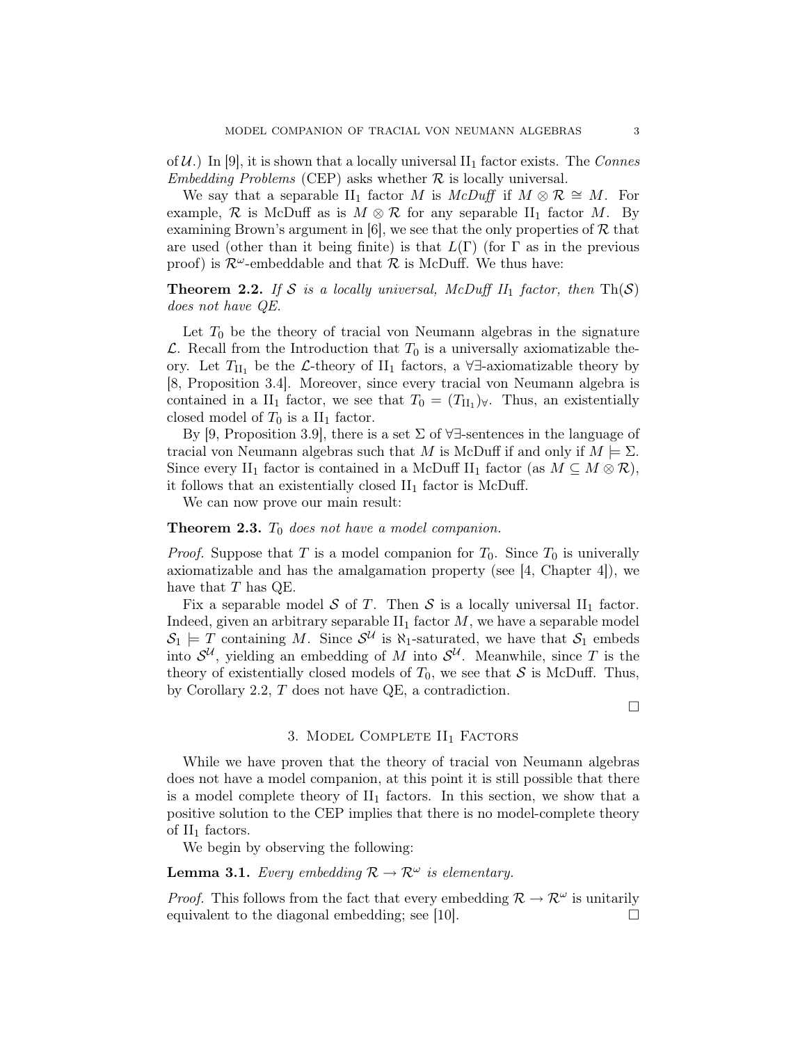of $\mathcal{U}$.) In [9], it is shown that a locally universal $\mathrm{II}_1$ factor exists. The *Connes Embedding Problems* (CEP) asks whether $\mathcal{R}$ is locally universal.

We say that a separable $\mathrm{II}_1$ factor $M$ is *McDuff* if $M \otimes \mathcal{R} \cong M$. For example, $\mathcal{R}$ is McDuff as is $M \otimes \mathcal{R}$ for any separable $\mathrm{II}_1$ factor $M$. By examining Brown's argument in [6], we see that the only properties of $\mathcal{R}$ that are used (other than it being finite) is that $L(\Gamma)$ (for $\Gamma$ as in the previous proof) is $\mathcal{R}^\omega$-embeddable and that $\mathcal{R}$ is McDuff. We thus have:

**Theorem 2.2.** *If $\mathcal{S}$ is a locally universal, McDuff $II_1$ factor, then* $\mathrm{Th}(\mathcal{S})$ *does not have QE.*

Let $T_0$ be the theory of tracial von Neumann algebras in the signature $\mathcal{L}$. Recall from the Introduction that $T_0$ is a universally axiomatizable theory. Let $T_{\mathrm{II}_1}$ be the $\mathcal{L}$-theory of $\mathrm{II}_1$ factors, a $\forall\exists$-axiomatizable theory by [8, Proposition 3.4]. Moreover, since every tracial von Neumann algebra is contained in a $\mathrm{II}_1$ factor, we see that $T_0 = (T_{\mathrm{II}_1})_\forall$. Thus, an existentially closed model of $T_0$ is a $\mathrm{II}_1$ factor.

By [9, Proposition 3.9], there is a set $\Sigma$ of $\forall\exists$-sentences in the language of tracial von Neumann algebras such that $M$ is McDuff if and only if $M \models \Sigma$. Since every $\mathrm{II}_1$ factor is contained in a McDuff $\mathrm{II}_1$ factor (as $M \subseteq M \otimes \mathcal{R}$), it follows that an existentially closed $\mathrm{II}_1$ factor is McDuff.

We can now prove our main result:

**Theorem 2.3.** *$T_0$ does not have a model companion.*

*Proof.* Suppose that $T$ is a model companion for $T_0$. Since $T_0$ is univerally axiomatizable and has the amalgamation property (see [4, Chapter 4]), we have that $T$ has QE.

Fix a separable model $\mathcal{S}$ of $T$. Then $\mathcal{S}$ is a locally universal $\mathrm{II}_1$ factor. Indeed, given an arbitrary separable $\mathrm{II}_1$ factor $M$, we have a separable model $\mathcal{S}_1 \models T$ containing $M$. Since $\mathcal{S}^{\mathcal{U}}$ is $\aleph_1$-saturated, we have that $\mathcal{S}_1$ embeds into $\mathcal{S}^{\mathcal{U}}$, yielding an embedding of $M$ into $\mathcal{S}^{\mathcal{U}}$. Meanwhile, since $T$ is the theory of existentially closed models of $T_0$, we see that $\mathcal{S}$ is McDuff. Thus, by Corollary 2.2, $T$ does not have QE, a contradiction.

□

## 3. Model Complete $\mathrm{II}_1$ Factors

While we have proven that the theory of tracial von Neumann algebras does not have a model companion, at this point it is still possible that there is a model complete theory of $\mathrm{II}_1$ factors. In this section, we show that a positive solution to the CEP implies that there is no model-complete theory of $\mathrm{II}_1$ factors.

We begin by observing the following:

**Lemma 3.1.** *Every embedding $\mathcal{R} \to \mathcal{R}^\omega$ is elementary.*

*Proof.* This follows from the fact that every embedding $\mathcal{R} \to \mathcal{R}^\omega$ is unitarily equivalent to the diagonal embedding; see [10]. □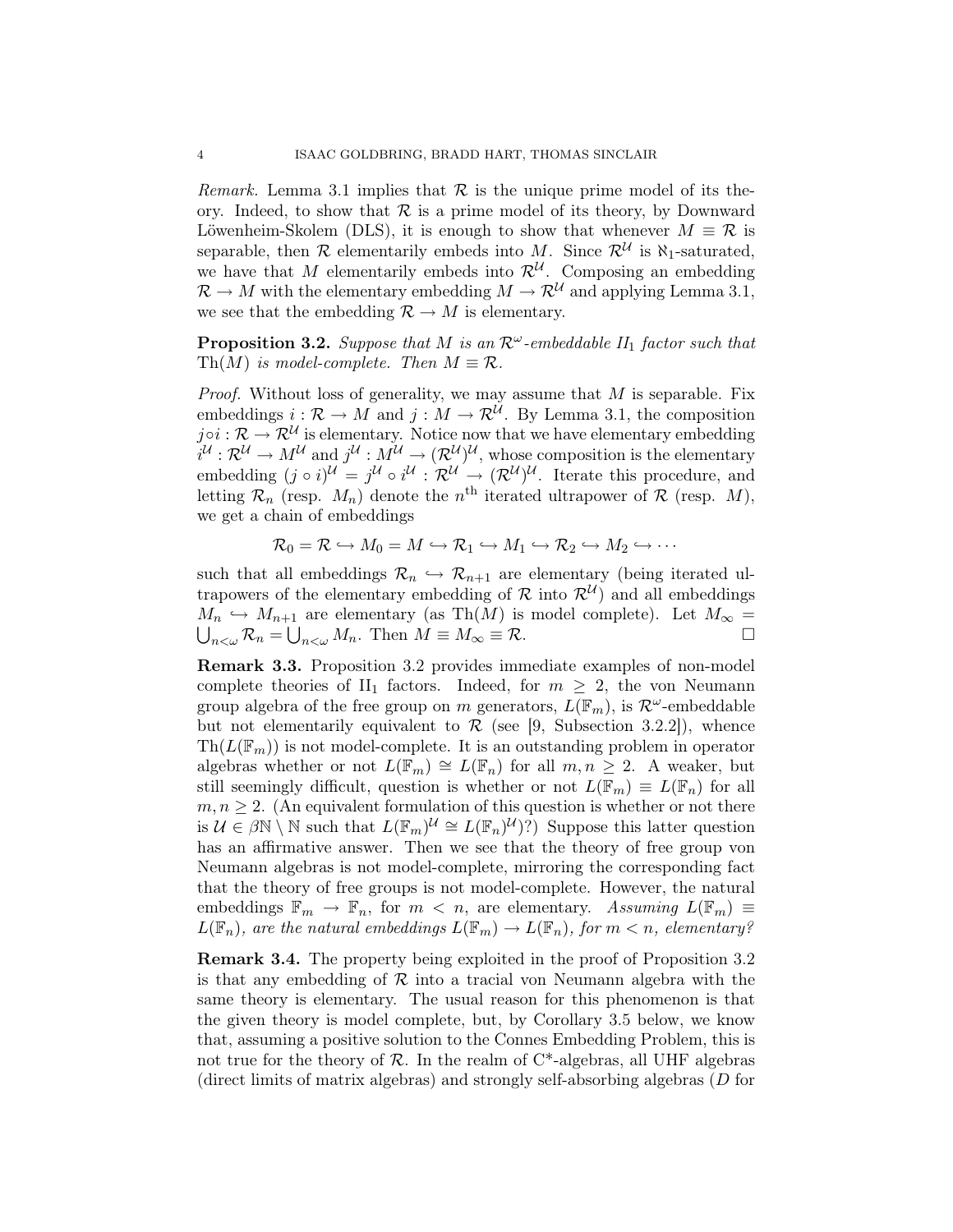*Remark.* Lemma 3.1 implies that $\mathcal{R}$ is the unique prime model of its theory. Indeed, to show that $\mathcal{R}$ is a prime model of its theory, by Downward Löwenheim-Skolem (DLS), it is enough to show that whenever $M \equiv \mathcal{R}$ is separable, then $\mathcal{R}$ elementarily embeds into $M$. Since $\mathcal{R}^{\mathcal{U}}$ is $\aleph_1$-saturated, we have that $M$ elementarily embeds into $\mathcal{R}^{\mathcal{U}}$. Composing an embedding $\mathcal{R} \to M$ with the elementary embedding $M \to \mathcal{R}^{\mathcal{U}}$ and applying Lemma 3.1, we see that the embedding $\mathcal{R} \to M$ is elementary.

**Proposition 3.2.** *Suppose that $M$ is an $\mathcal{R}^\omega$-embeddable $II_1$ factor such that $\mathrm{Th}(M)$ is model-complete. Then $M \equiv \mathcal{R}$.*

*Proof.* Without loss of generality, we may assume that $M$ is separable. Fix embeddings $i : \mathcal{R} \to M$ and $j : M \to \mathcal{R}^{\mathcal{U}}$. By Lemma 3.1, the composition $j \circ i : \mathcal{R} \to \mathcal{R}^{\mathcal{U}}$ is elementary. Notice now that we have elementary embedding $i^{\mathcal{U}} : \mathcal{R}^{\mathcal{U}} \to M^{\mathcal{U}}$ and $j^{\mathcal{U}} : M^{\mathcal{U}} \to (\mathcal{R}^{\mathcal{U}})^{\mathcal{U}}$, whose composition is the elementary embedding $(j \circ i)^{\mathcal{U}} = j^{\mathcal{U}} \circ i^{\mathcal{U}} : \mathcal{R}^{\mathcal{U}} \to (\mathcal{R}^{\mathcal{U}})^{\mathcal{U}}$. Iterate this procedure, and letting $\mathcal{R}_n$ (resp. $M_n$) denote the $n^{\text{th}}$ iterated ultrapower of $\mathcal{R}$ (resp. $M$), we get a chain of embeddings

$$\mathcal{R}_0 = \mathcal{R} \hookrightarrow M_0 = M \hookrightarrow \mathcal{R}_1 \hookrightarrow M_1 \hookrightarrow \mathcal{R}_2 \hookrightarrow M_2 \hookrightarrow \cdots$$

such that all embeddings $\mathcal{R}_n \hookrightarrow \mathcal{R}_{n+1}$ are elementary (being iterated ultrapowers of the elementary embedding of $\mathcal{R}$ into $\mathcal{R}^{\mathcal{U}}$) and all embeddings $M_n \hookrightarrow M_{n+1}$ are elementary (as $\mathrm{Th}(M)$ is model complete). Let $M_\infty = \bigcup_{n<\omega} \mathcal{R}_n = \bigcup_{n<\omega} M_n$. Then $M \equiv M_\infty \equiv \mathcal{R}$. □

**Remark 3.3.** Proposition 3.2 provides immediate examples of non-model complete theories of $\mathrm{II}_1$ factors. Indeed, for $m \geq 2$, the von Neumann group algebra of the free group on $m$ generators, $L(\mathbb{F}_m)$, is $\mathcal{R}^\omega$-embeddable but not elementarily equivalent to $\mathcal{R}$ (see [9, Subsection 3.2.2]), whence $\mathrm{Th}(L(\mathbb{F}_m))$ is not model-complete. It is an outstanding problem in operator algebras whether or not $L(\mathbb{F}_m) \cong L(\mathbb{F}_n)$ for all $m, n \geq 2$. A weaker, but still seemingly difficult, question is whether or not $L(\mathbb{F}_m) \equiv L(\mathbb{F}_n)$ for all $m, n \geq 2$. (An equivalent formulation of this question is whether or not there is $\mathcal{U} \in \beta\mathbb{N} \setminus \mathbb{N}$ such that $L(\mathbb{F}_m)^{\mathcal{U}} \cong L(\mathbb{F}_n)^{\mathcal{U}}$)?) Suppose this latter question has an affirmative answer. Then we see that the theory of free group von Neumann algebras is not model-complete, mirroring the corresponding fact that the theory of free groups is not model-complete. However, the natural embeddings $\mathbb{F}_m \to \mathbb{F}_n$, for $m < n$, are elementary. *Assuming $L(\mathbb{F}_m) \equiv L(\mathbb{F}_n)$, are the natural embeddings $L(\mathbb{F}_m) \to L(\mathbb{F}_n)$, for $m < n$, elementary?*

**Remark 3.4.** The property being exploited in the proof of Proposition 3.2 is that any embedding of $\mathcal{R}$ into a tracial von Neumann algebra with the same theory is elementary. The usual reason for this phenomenon is that the given theory is model complete, but, by Corollary 3.5 below, we know that, assuming a positive solution to the Connes Embedding Problem, this is not true for the theory of $\mathcal{R}$. In the realm of C*-algebras, all UHF algebras (direct limits of matrix algebras) and strongly self-absorbing algebras ($D$ for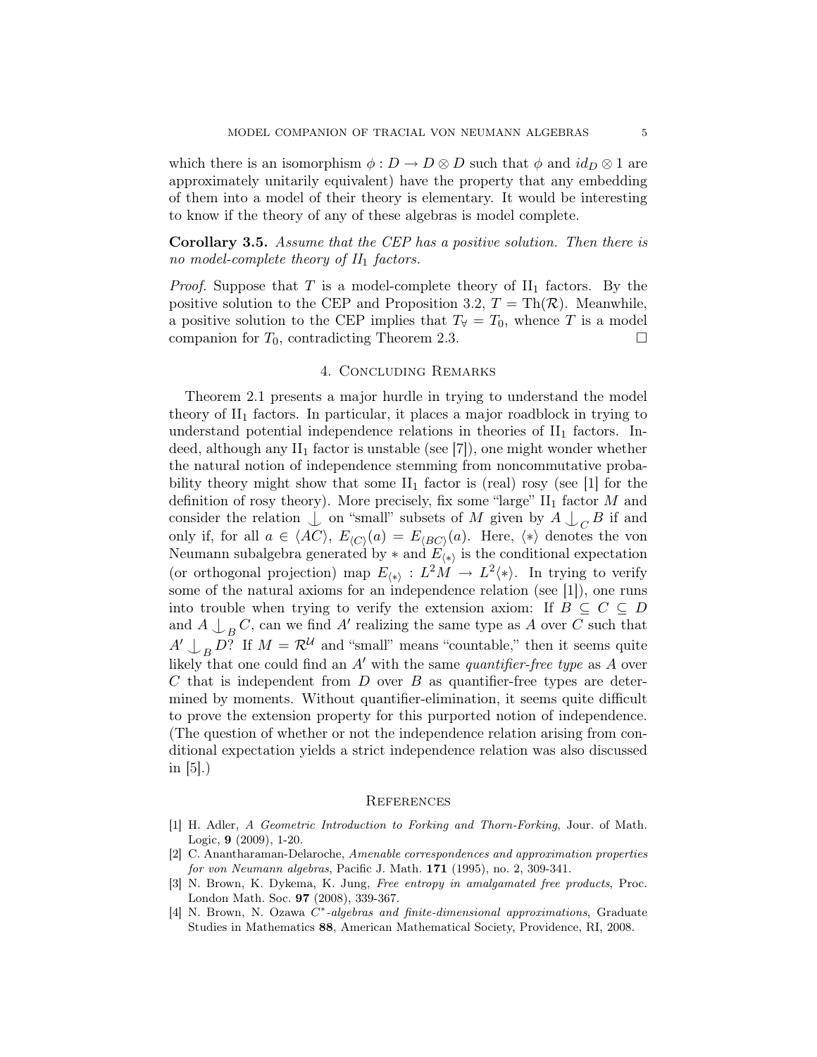which there is an isomorphism $\phi : D \to D \otimes D$ such that $\phi$ and $id_D \otimes 1$ are approximately unitarily equivalent) have the property that any embedding of them into a model of their theory is elementary. It would be interesting to know if the theory of any of these algebras is model complete.

**Corollary 3.5.** *Assume that the CEP has a positive solution. Then there is no model-complete theory of $II_1$ factors.*

*Proof.* Suppose that $T$ is a model-complete theory of $\mathrm{II}_1$ factors. By the positive solution to the CEP and Proposition 3.2, $T = \mathrm{Th}(\mathcal{R})$. Meanwhile, a positive solution to the CEP implies that $T_\forall = T_0$, whence $T$ is a model companion for $T_0$, contradicting Theorem 2.3. $\square$

## 4. Concluding Remarks

Theorem 2.1 presents a major hurdle in trying to understand the model theory of $\mathrm{II}_1$ factors. In particular, it places a major roadblock in trying to understand potential independence relations in theories of $\mathrm{II}_1$ factors. Indeed, although any $\mathrm{II}_1$ factor is unstable (see [7]), one might wonder whether the natural notion of independence stemming from noncommutative probability theory might show that some $\mathrm{II}_1$ factor is (real) rosy (see [1] for the definition of rosy theory). More precisely, fix some "large" $\mathrm{II}_1$ factor $M$ and consider the relation $\mathop{\smile\!\!\!\!\!\!|}$ on "small" subsets of $M$ given by $A \mathop{\smile\!\!\!\!\!\!|}_C B$ if and only if, for all $a \in \langle AC \rangle$, $E_{\langle C \rangle}(a) = E_{\langle BC \rangle}(a)$. Here, $\langle * \rangle$ denotes the von Neumann subalgebra generated by $*$ and $E_{\langle * \rangle}$ is the conditional expectation (or orthogonal projection) map $E_{\langle * \rangle} : L^2 M \to L^2 \langle * \rangle$. In trying to verify some of the natural axioms for an independence relation (see [1]), one runs into trouble when trying to verify the extension axiom: If $B \subseteq C \subseteq D$ and $A \mathop{\smile\!\!\!\!\!\!|}_B C$, can we find $A'$ realizing the same type as $A$ over $C$ such that $A' \mathop{\smile\!\!\!\!\!\!|}_B D$? If $M = \mathcal{R}^{\mathcal{U}}$ and "small" means "countable," then it seems quite likely that one could find an $A'$ with the same *quantifier-free type* as $A$ over $C$ that is independent from $D$ over $B$ as quantifier-free types are determined by moments. Without quantifier-elimination, it seems quite difficult to prove the extension property for this purported notion of independence. (The question of whether or not the independence relation arising from conditional expectation yields a strict independence relation was also discussed in [5].)

## References

[1] H. Adler, *A Geometric Introduction to Forking and Thorn-Forking*, Jour. of Math. Logic, **9** (2009), 1-20.

[2] C. Anantharaman-Delaroche, *Amenable correspondences and approximation properties for von Neumann algebras*, Pacific J. Math. **171** (1995), no. 2, 309-341.

[3] N. Brown, K. Dykema, K. Jung, *Free entropy in amalgamated free products*, Proc. London Math. Soc. **97** (2008), 339-367.

[4] N. Brown, N. Ozawa *$C^*$-algebras and finite-dimensional approximations*, Graduate Studies in Mathematics **88**, American Mathematical Society, Providence, RI, 2008.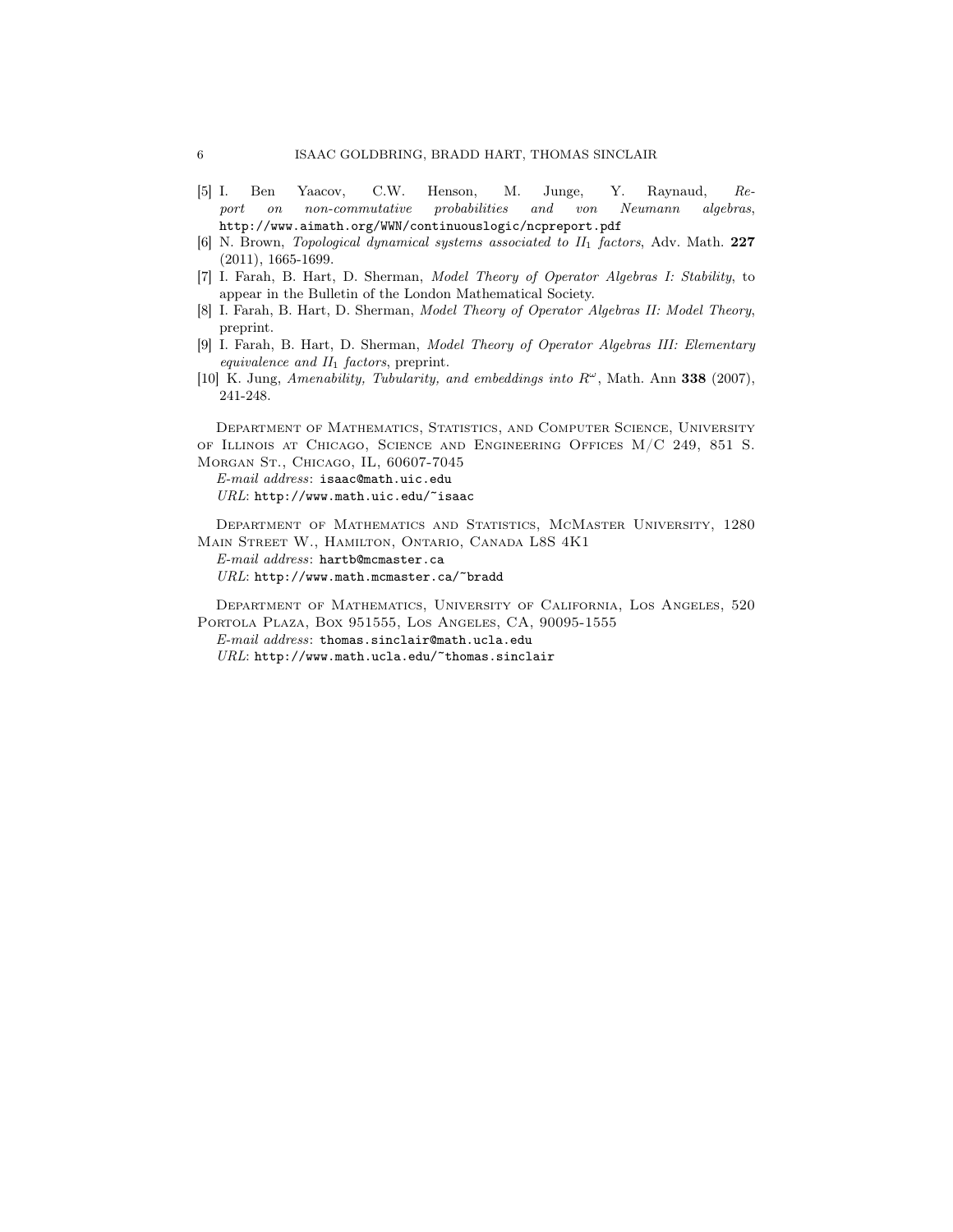- [5] I. Ben Yaacov, C.W. Henson, M. Junge, Y. Raynaud, *Report on non-commutative probabilities and von Neumann algebras*, http://www.aimath.org/WWN/continuouslogic/ncpreport.pdf
- [6] N. Brown, *Topological dynamical systems associated to $II_1$ factors*, Adv. Math. **227** (2011), 1665-1699.
- [7] I. Farah, B. Hart, D. Sherman, *Model Theory of Operator Algebras I: Stability*, to appear in the Bulletin of the London Mathematical Society.
- [8] I. Farah, B. Hart, D. Sherman, *Model Theory of Operator Algebras II: Model Theory*, preprint.
- [9] I. Farah, B. Hart, D. Sherman, *Model Theory of Operator Algebras III: Elementary equivalence and $II_1$ factors*, preprint.
- [10] K. Jung, *Amenability, Tubularity, and embeddings into $R^\omega$*, Math. Ann **338** (2007), 241-248.

Department of Mathematics, Statistics, and Computer Science, University of Illinois at Chicago, Science and Engineering Offices M/C 249, 851 S. Morgan St., Chicago, IL, 60607-7045

*E-mail address*: isaac@math.uic.edu

*URL*: http://www.math.uic.edu/~isaac

Department of Mathematics and Statistics, McMaster University, 1280 Main Street W., Hamilton, Ontario, Canada L8S 4K1

*E-mail address*: hartb@mcmaster.ca

*URL*: http://www.math.mcmaster.ca/~bradd

Department of Mathematics, University of California, Los Angeles, 520 Portola Plaza, Box 951555, Los Angeles, CA, 90095-1555

*E-mail address*: thomas.sinclair@math.ucla.edu

*URL*: http://www.math.ucla.edu/~thomas.sinclair